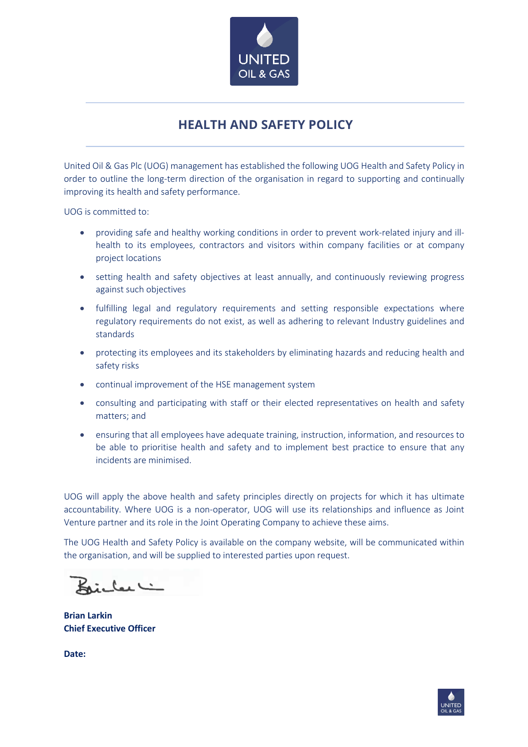# HEALTH AND SAFETY POLICY

United Oil & Gas Plc (UOG) management has established the following UOG Health and Safety Policy in order to outline the long-term direction of the organisation in regard to supporting and continually improving its health and safety performance.

UOG is committed to:

- providing safe and healthy working conditions in order to prevent work-related injury and ill-health to its employees, contractors and visitors within company facilities or at company project locations
- setting health and safety objectives at least annually, and continuously reviewing progress against such objectives
- fulfilling legal and regulatory requirements and setting responsible expectations where regulatory requirements do not exist, as well as adhering to relevant Industry guidelines and standards
- protecting its employees and its stakeholders by eliminating hazards and reducing health and safety risks
- continual improvement of the HSE management system
- consulting and participating with staff or their elected representatives on health and safety matters; and
- ensuring that all employees have adequate training, instruction, information, and resources to be able to prioritise health and safety and to implement best practice to ensure that any incidents are minimised.

UOG will apply the above health and safety principles directly on projects for which it has ultimate accountability. Where UOG is a non-operator, UOG will use its relationships and influence as Joint Venture partner and its role in the Joint Operating Company to achieve these aims.

The UOG Health and Safety Policy is available on the company website, will be communicated within the organisation, and will be supplied to interested parties upon request.

**Brian Larkin**
**Chief Executive Officer**

**Date:**